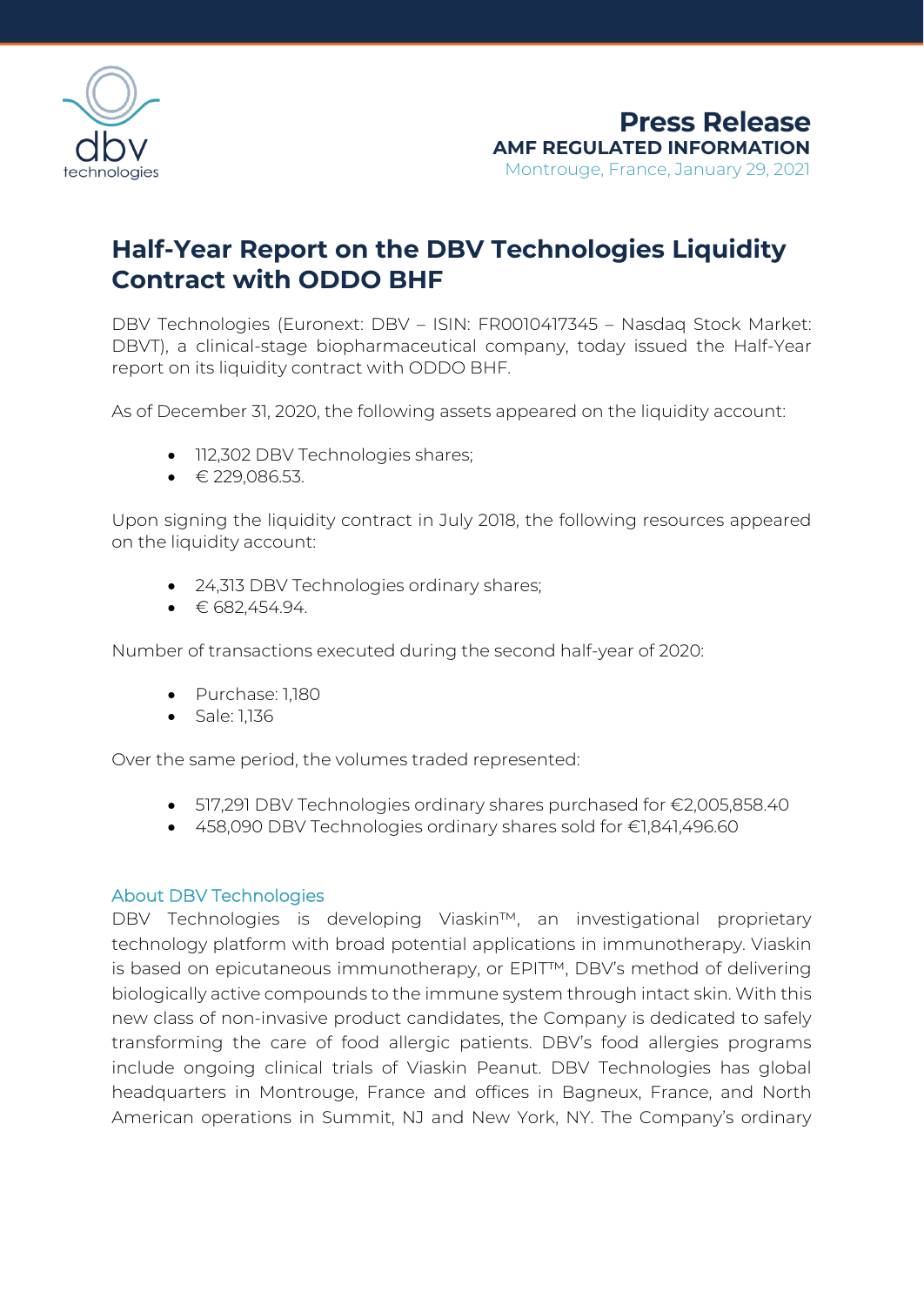# Press Release

**AMF REGULATED INFORMATION**

Montrouge, France, January 29, 2021

## Half-Year Report on the DBV Technologies Liquidity Contract with ODDO BHF

DBV Technologies (Euronext: DBV – ISIN: FR0010417345 – Nasdaq Stock Market: DBVT), a clinical-stage biopharmaceutical company, today issued the Half-Year report on its liquidity contract with ODDO BHF.

As of December 31, 2020, the following assets appeared on the liquidity account:

- 112,302 DBV Technologies shares;
- € 229,086.53.

Upon signing the liquidity contract in July 2018, the following resources appeared on the liquidity account:

- 24,313 DBV Technologies ordinary shares;
- € 682,454.94.

Number of transactions executed during the second half-year of 2020:

- Purchase: 1,180
- Sale: 1,136

Over the same period, the volumes traded represented:

- 517,291 DBV Technologies ordinary shares purchased for €2,005,858.40
- 458,090 DBV Technologies ordinary shares sold for €1,841,496.60

### About DBV Technologies

DBV Technologies is developing Viaskin™, an investigational proprietary technology platform with broad potential applications in immunotherapy. Viaskin is based on epicutaneous immunotherapy, or EPIT™, DBV's method of delivering biologically active compounds to the immune system through intact skin. With this new class of non-invasive product candidates, the Company is dedicated to safely transforming the care of food allergic patients. DBV's food allergies programs include ongoing clinical trials of Viaskin Peanut. DBV Technologies has global headquarters in Montrouge, France and offices in Bagneux, France, and North American operations in Summit, NJ and New York, NY. The Company's ordinary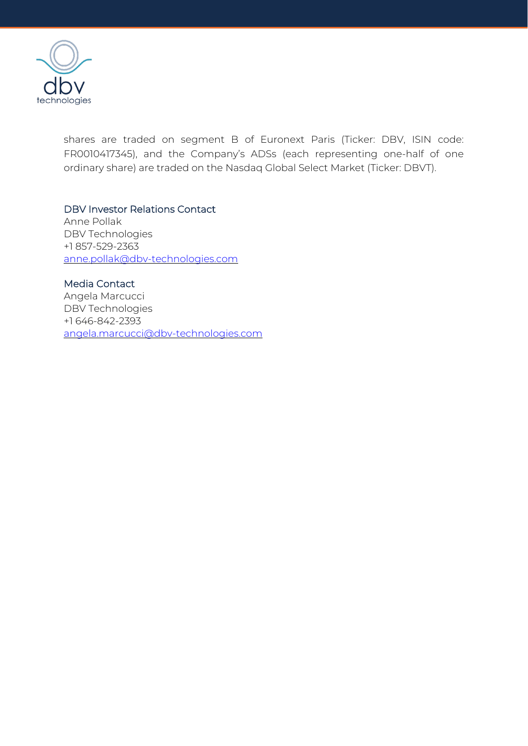shares are traded on segment B of Euronext Paris (Ticker: DBV, ISIN code: FR0010417345), and the Company's ADSs (each representing one-half of one ordinary share) are traded on the Nasdaq Global Select Market (Ticker: DBVT).

**DBV Investor Relations Contact**
Anne Pollak
DBV Technologies
+1 857-529-2363
anne.pollak@dbv-technologies.com

**Media Contact**
Angela Marcucci
DBV Technologies
+1 646-842-2393
angela.marcucci@dbv-technologies.com